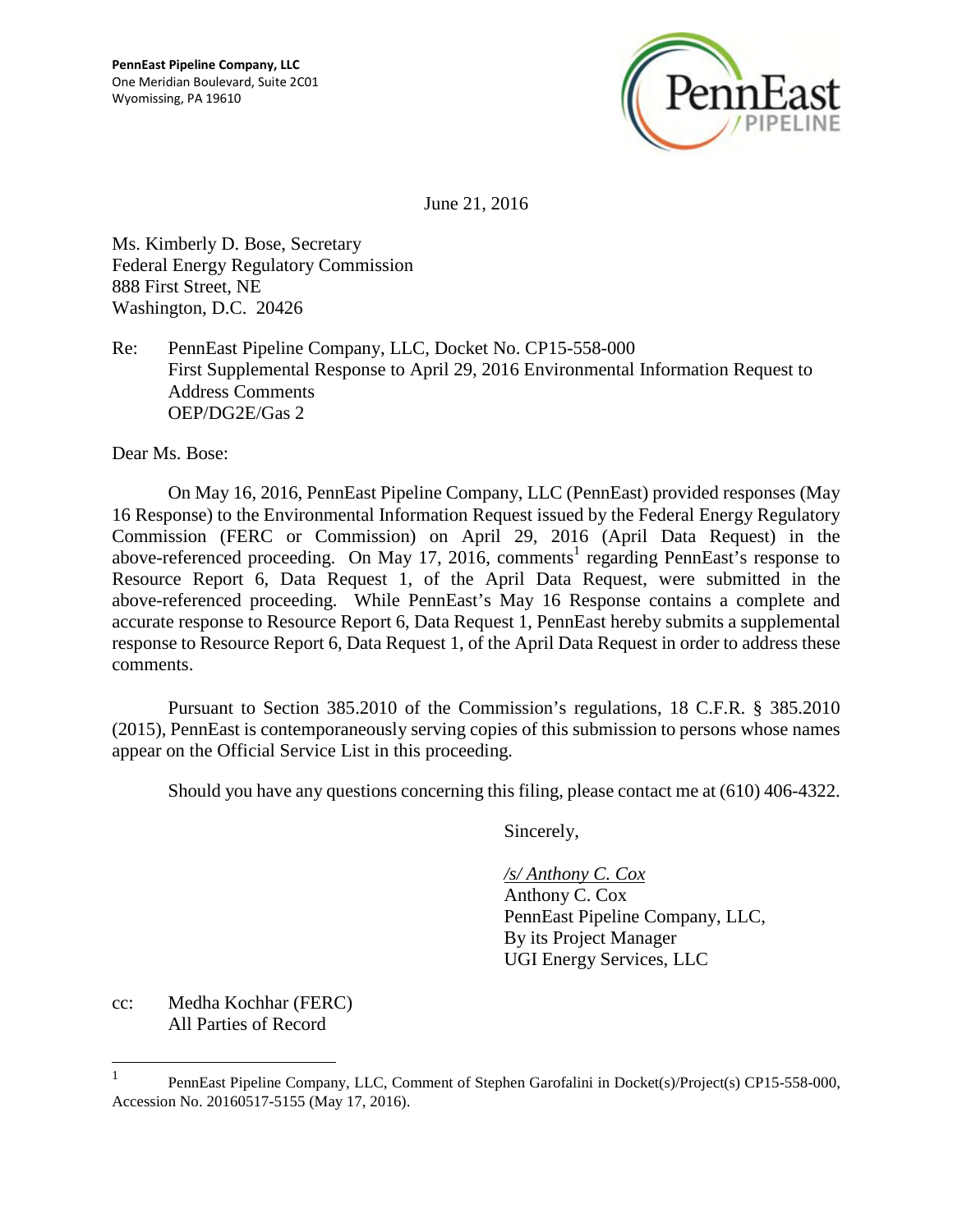**PennEast Pipeline Company, LLC**
One Meridian Boulevard, Suite 2C01
Wyomissing, PA 19610

June 21, 2016

Ms. Kimberly D. Bose, Secretary
Federal Energy Regulatory Commission
888 First Street, NE
Washington, D.C. 20426

Re: PennEast Pipeline Company, LLC, Docket No. CP15-558-000
First Supplemental Response to April 29, 2016 Environmental Information Request to Address Comments
OEP/DG2E/Gas 2

Dear Ms. Bose:

On May 16, 2016, PennEast Pipeline Company, LLC (PennEast) provided responses (May 16 Response) to the Environmental Information Request issued by the Federal Energy Regulatory Commission (FERC or Commission) on April 29, 2016 (April Data Request) in the above-referenced proceeding. On May 17, 2016, comments[1] regarding PennEast's response to Resource Report 6, Data Request 1, of the April Data Request, were submitted in the above-referenced proceeding. While PennEast's May 16 Response contains a complete and accurate response to Resource Report 6, Data Request 1, PennEast hereby submits a supplemental response to Resource Report 6, Data Request 1, of the April Data Request in order to address these comments.

Pursuant to Section 385.2010 of the Commission's regulations, 18 C.F.R. § 385.2010 (2015), PennEast is contemporaneously serving copies of this submission to persons whose names appear on the Official Service List in this proceeding.

Should you have any questions concerning this filing, please contact me at (610) 406-4322.

Sincerely,

*/s/ Anthony C. Cox*
Anthony C. Cox
PennEast Pipeline Company, LLC,
By its Project Manager
UGI Energy Services, LLC

cc: Medha Kochhar (FERC)
All Parties of Record

---

[1] PennEast Pipeline Company, LLC, Comment of Stephen Garofalini in Docket(s)/Project(s) CP15-558-000, Accession No. 20160517-5155 (May 17, 2016).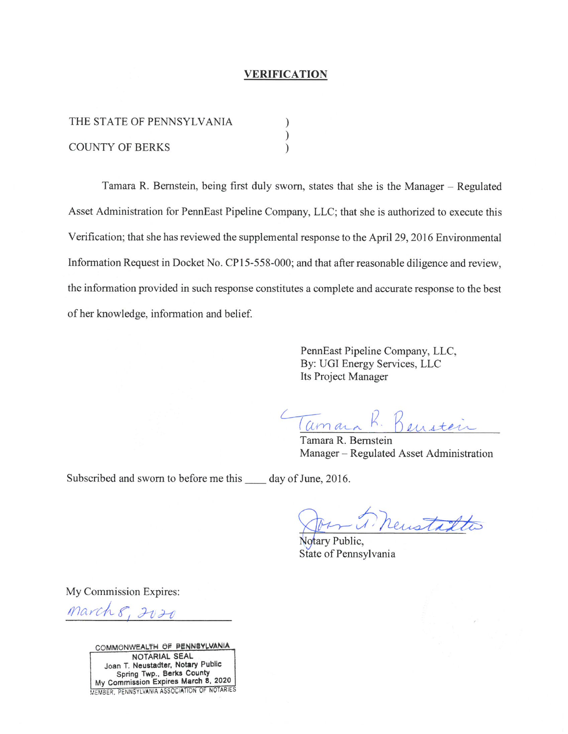## VERIFICATION

THE STATE OF PENNSYLVANIA )
)
COUNTY OF BERKS )

Tamara R. Bernstein, being first duly sworn, states that she is the Manager – Regulated Asset Administration for PennEast Pipeline Company, LLC; that she is authorized to execute this Verification; that she has reviewed the supplemental response to the April 29, 2016 Environmental Information Request in Docket No. CP15-558-000; and that after reasonable diligence and review, the information provided in such response constitutes a complete and accurate response to the best of her knowledge, information and belief.

PennEast Pipeline Company, LLC,
By: UGI Energy Services, LLC
Its Project Manager

Tamara R. Bernstein

Tamara R. Bernstein
Manager – Regulated Asset Administration

Subscribed and sworn to before me this ____ day of June, 2016.

Joan T. Neustadter

Notary Public,
State of Pennsylvania

My Commission Expires:

March 8, 2020

COMMONWEALTH OF PENNSYLVANIA
NOTARIAL SEAL
Joan T. Neustadter, Notary Public
Spring Twp., Berks County
My Commission Expires March 8, 2020
MEMBER, PENNSYLVANIA ASSOCIATION OF NOTARIES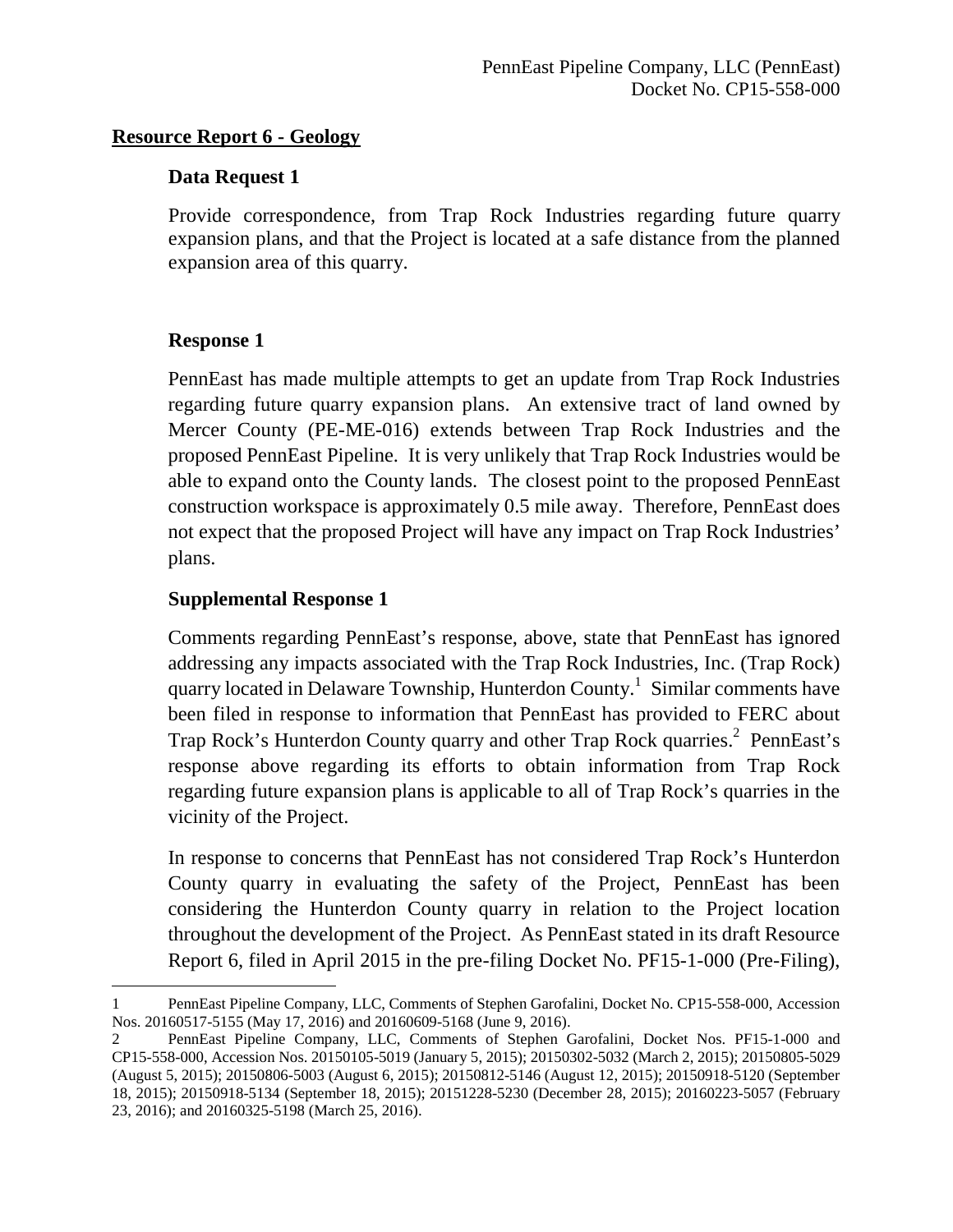## Resource Report 6 - Geology

### Data Request 1

Provide correspondence, from Trap Rock Industries regarding future quarry expansion plans, and that the Project is located at a safe distance from the planned expansion area of this quarry.

### Response 1

PennEast has made multiple attempts to get an update from Trap Rock Industries regarding future quarry expansion plans. An extensive tract of land owned by Mercer County (PE-ME-016) extends between Trap Rock Industries and the proposed PennEast Pipeline. It is very unlikely that Trap Rock Industries would be able to expand onto the County lands. The closest point to the proposed PennEast construction workspace is approximately 0.5 mile away. Therefore, PennEast does not expect that the proposed Project will have any impact on Trap Rock Industries' plans.

### Supplemental Response 1

Comments regarding PennEast's response, above, state that PennEast has ignored addressing any impacts associated with the Trap Rock Industries, Inc. (Trap Rock) quarry located in Delaware Township, Hunterdon County.[1] Similar comments have been filed in response to information that PennEast has provided to FERC about Trap Rock's Hunterdon County quarry and other Trap Rock quarries.[2] PennEast's response above regarding its efforts to obtain information from Trap Rock regarding future expansion plans is applicable to all of Trap Rock's quarries in the vicinity of the Project.

In response to concerns that PennEast has not considered Trap Rock's Hunterdon County quarry in evaluating the safety of the Project, PennEast has been considering the Hunterdon County quarry in relation to the Project location throughout the development of the Project. As PennEast stated in its draft Resource Report 6, filed in April 2015 in the pre-filing Docket No. PF15-1-000 (Pre-Filing),

---

1 PennEast Pipeline Company, LLC, Comments of Stephen Garofalini, Docket No. CP15-558-000, Accession Nos. 20160517-5155 (May 17, 2016) and 20160609-5168 (June 9, 2016).

2 PennEast Pipeline Company, LLC, Comments of Stephen Garofalini, Docket Nos. PF15-1-000 and CP15-558-000, Accession Nos. 20150105-5019 (January 5, 2015); 20150302-5032 (March 2, 2015); 20150805-5029 (August 5, 2015); 20150806-5003 (August 6, 2015); 20150812-5146 (August 12, 2015); 20150918-5120 (September 18, 2015); 20150918-5134 (September 18, 2015); 20151228-5230 (December 28, 2015); 20160223-5057 (February 23, 2016); and 20160325-5198 (March 25, 2016).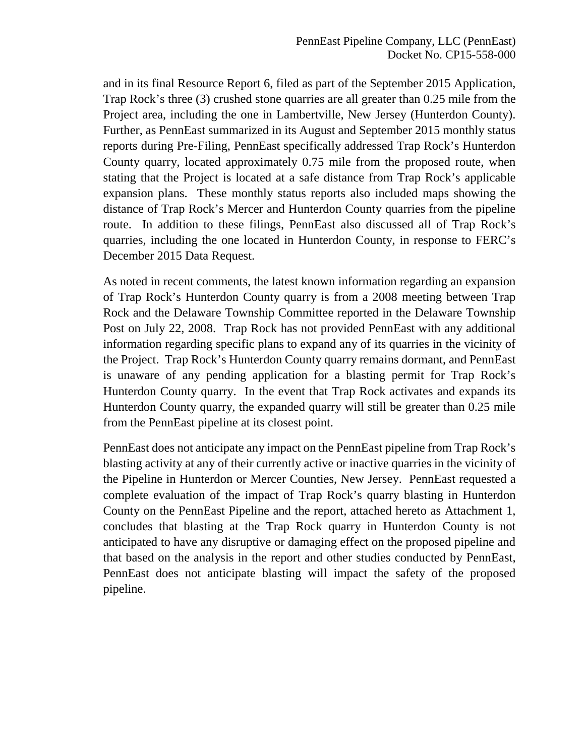and in its final Resource Report 6, filed as part of the September 2015 Application, Trap Rock's three (3) crushed stone quarries are all greater than 0.25 mile from the Project area, including the one in Lambertville, New Jersey (Hunterdon County). Further, as PennEast summarized in its August and September 2015 monthly status reports during Pre-Filing, PennEast specifically addressed Trap Rock's Hunterdon County quarry, located approximately 0.75 mile from the proposed route, when stating that the Project is located at a safe distance from Trap Rock's applicable expansion plans. These monthly status reports also included maps showing the distance of Trap Rock's Mercer and Hunterdon County quarries from the pipeline route. In addition to these filings, PennEast also discussed all of Trap Rock's quarries, including the one located in Hunterdon County, in response to FERC's December 2015 Data Request.

As noted in recent comments, the latest known information regarding an expansion of Trap Rock's Hunterdon County quarry is from a 2008 meeting between Trap Rock and the Delaware Township Committee reported in the Delaware Township Post on July 22, 2008. Trap Rock has not provided PennEast with any additional information regarding specific plans to expand any of its quarries in the vicinity of the Project. Trap Rock's Hunterdon County quarry remains dormant, and PennEast is unaware of any pending application for a blasting permit for Trap Rock's Hunterdon County quarry. In the event that Trap Rock activates and expands its Hunterdon County quarry, the expanded quarry will still be greater than 0.25 mile from the PennEast pipeline at its closest point.

PennEast does not anticipate any impact on the PennEast pipeline from Trap Rock's blasting activity at any of their currently active or inactive quarries in the vicinity of the Pipeline in Hunterdon or Mercer Counties, New Jersey. PennEast requested a complete evaluation of the impact of Trap Rock's quarry blasting in Hunterdon County on the PennEast Pipeline and the report, attached hereto as Attachment 1, concludes that blasting at the Trap Rock quarry in Hunterdon County is not anticipated to have any disruptive or damaging effect on the proposed pipeline and that based on the analysis in the report and other studies conducted by PennEast, PennEast does not anticipate blasting will impact the safety of the proposed pipeline.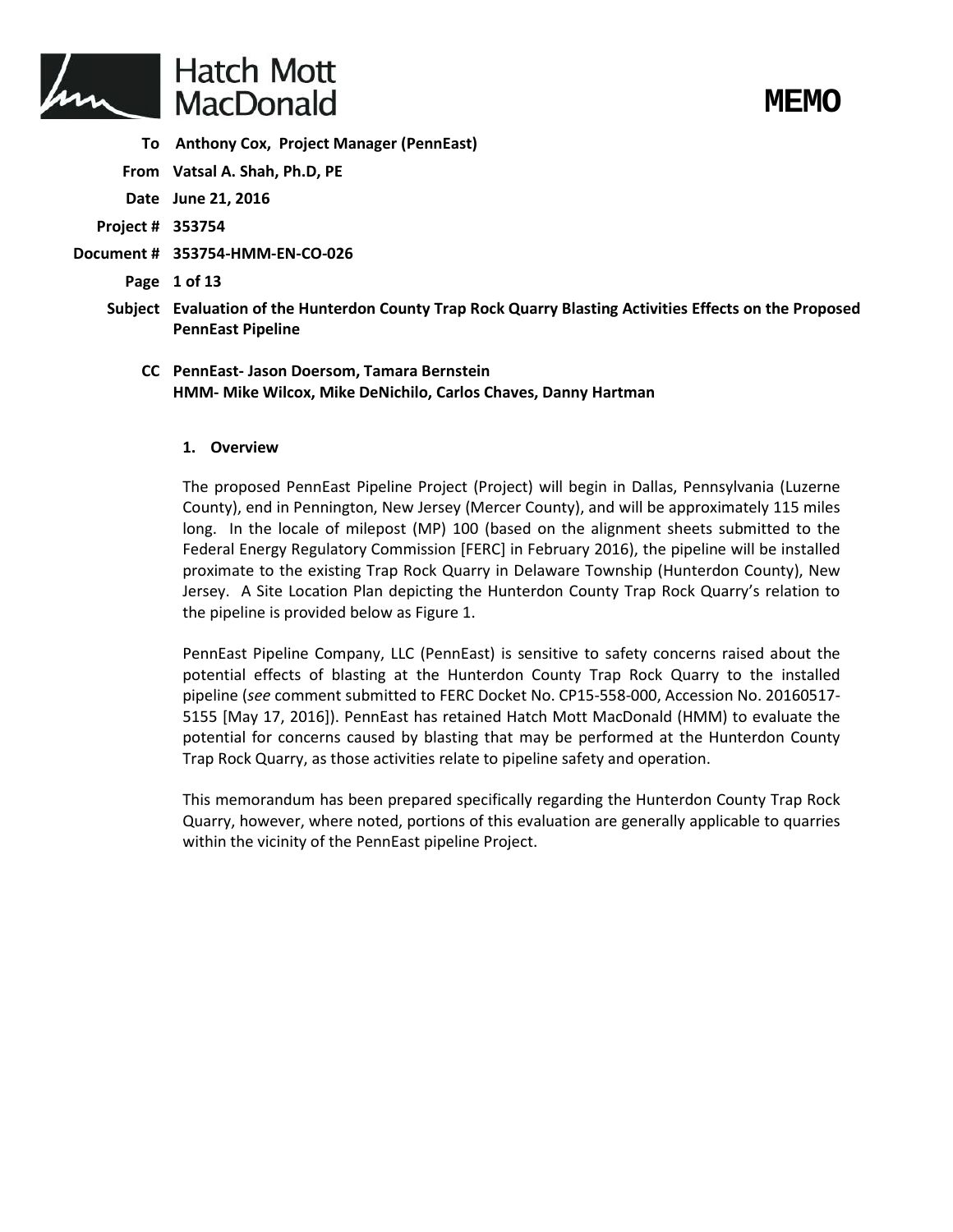Hatch Mott
MacDonald

# MEMO

**To** Anthony Cox, Project Manager (PennEast)

**From** Vatsal A. Shah, Ph.D, PE

**Date** June 21, 2016

**Project #** 353754

**Document #** 353754-HMM-EN-CO-026

**Page** 1 of 13

**Subject** Evaluation of the Hunterdon County Trap Rock Quarry Blasting Activities Effects on the Proposed PennEast Pipeline

**CC** PennEast- Jason Doersom, Tamara Bernstein
HMM- Mike Wilcox, Mike DeNichilo, Carlos Chaves, Danny Hartman

## 1. Overview

The proposed PennEast Pipeline Project (Project) will begin in Dallas, Pennsylvania (Luzerne County), end in Pennington, New Jersey (Mercer County), and will be approximately 115 miles long. In the locale of milepost (MP) 100 (based on the alignment sheets submitted to the Federal Energy Regulatory Commission [FERC] in February 2016), the pipeline will be installed proximate to the existing Trap Rock Quarry in Delaware Township (Hunterdon County), New Jersey. A Site Location Plan depicting the Hunterdon County Trap Rock Quarry's relation to the pipeline is provided below as Figure 1.

PennEast Pipeline Company, LLC (PennEast) is sensitive to safety concerns raised about the potential effects of blasting at the Hunterdon County Trap Rock Quarry to the installed pipeline (*see* comment submitted to FERC Docket No. CP15-558-000, Accession No. 20160517-5155 [May 17, 2016]). PennEast has retained Hatch Mott MacDonald (HMM) to evaluate the potential for concerns caused by blasting that may be performed at the Hunterdon County Trap Rock Quarry, as those activities relate to pipeline safety and operation.

This memorandum has been prepared specifically regarding the Hunterdon County Trap Rock Quarry, however, where noted, portions of this evaluation are generally applicable to quarries within the vicinity of the PennEast pipeline Project.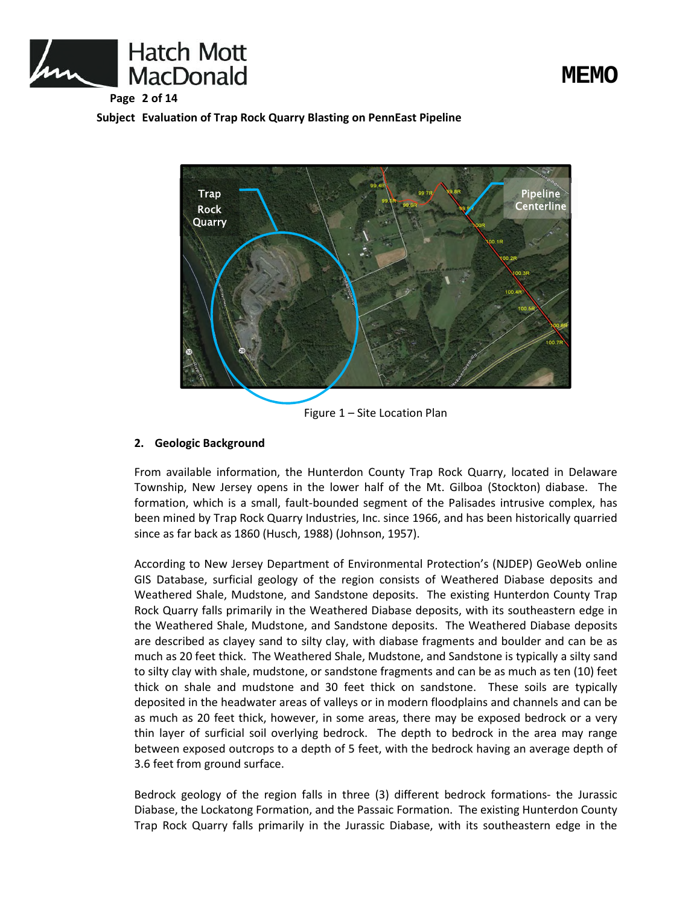Trap Rock Quarry

Pipeline Centerline

99.4R

99.5R

99.6R

99.7R

99.8R

99.9R

100R

100.1R

100.2R

100.3R

100.4R

100.5R

100.6R

100.7R

Figure 1 – Site Location Plan

## 2. Geologic Background

From available information, the Hunterdon County Trap Rock Quarry, located in Delaware Township, New Jersey opens in the lower half of the Mt. Gilboa (Stockton) diabase. The formation, which is a small, fault-bounded segment of the Palisades intrusive complex, has been mined by Trap Rock Quarry Industries, Inc. since 1966, and has been historically quarried since as far back as 1860 (Husch, 1988) (Johnson, 1957).

According to New Jersey Department of Environmental Protection's (NJDEP) GeoWeb online GIS Database, surficial geology of the region consists of Weathered Diabase deposits and Weathered Shale, Mudstone, and Sandstone deposits. The existing Hunterdon County Trap Rock Quarry falls primarily in the Weathered Diabase deposits, with its southeastern edge in the Weathered Shale, Mudstone, and Sandstone deposits. The Weathered Diabase deposits are described as clayey sand to silty clay, with diabase fragments and boulder and can be as much as 20 feet thick. The Weathered Shale, Mudstone, and Sandstone is typically a silty sand to silty clay with shale, mudstone, or sandstone fragments and can be as much as ten (10) feet thick on shale and mudstone and 30 feet thick on sandstone. These soils are typically deposited in the headwater areas of valleys or in modern floodplains and channels and can be as much as 20 feet thick, however, in some areas, there may be exposed bedrock or a very thin layer of surficial soil overlying bedrock. The depth to bedrock in the area may range between exposed outcrops to a depth of 5 feet, with the bedrock having an average depth of 3.6 feet from ground surface.

Bedrock geology of the region falls in three (3) different bedrock formations- the Jurassic Diabase, the Lockatong Formation, and the Passaic Formation. The existing Hunterdon County Trap Rock Quarry falls primarily in the Jurassic Diabase, with its southeastern edge in the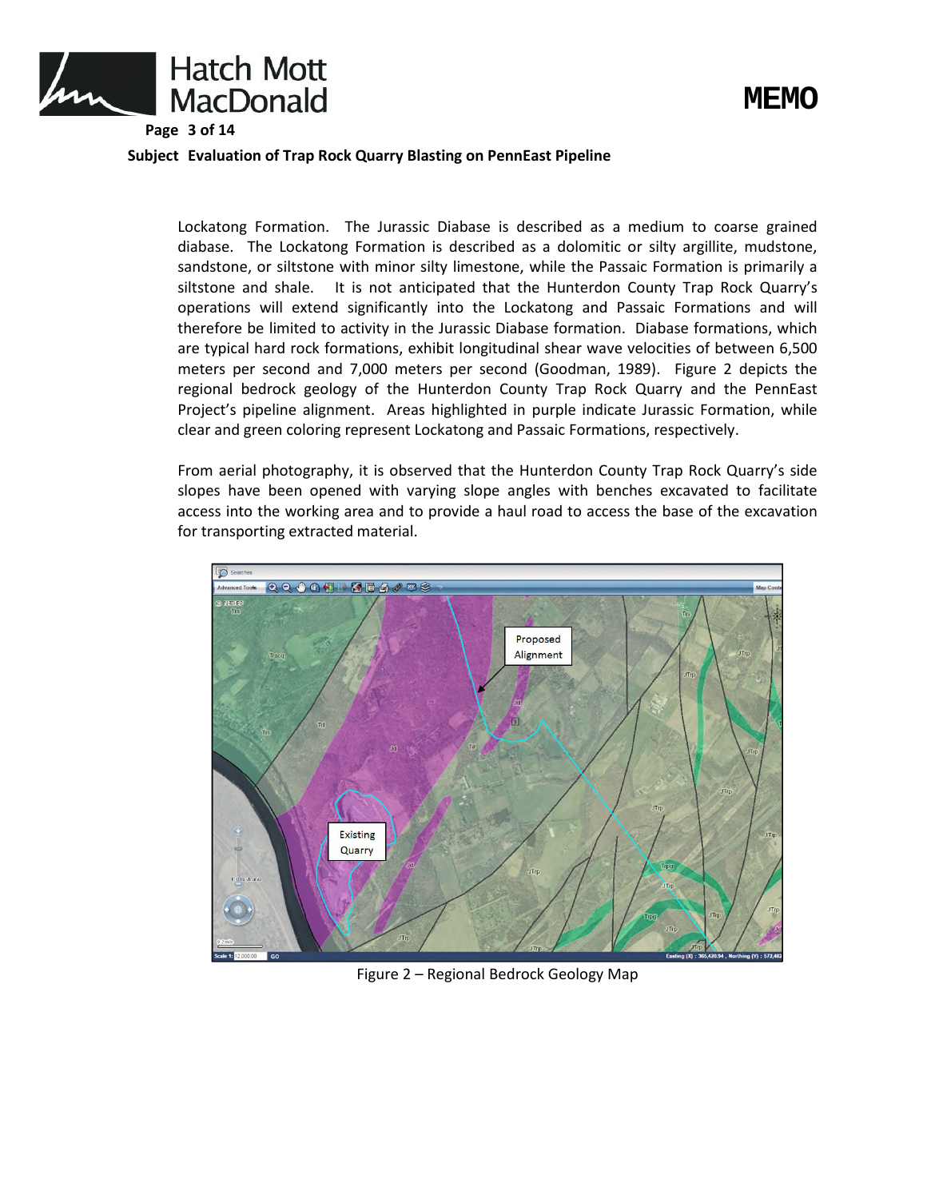Lockatong Formation. The Jurassic Diabase is described as a medium to coarse grained diabase. The Lockatong Formation is described as a dolomitic or silty argillite, mudstone, sandstone, or siltstone with minor silty limestone, while the Passaic Formation is primarily a siltstone and shale. It is not anticipated that the Hunterdon County Trap Rock Quarry's operations will extend significantly into the Lockatong and Passaic Formations and will therefore be limited to activity in the Jurassic Diabase formation. Diabase formations, which are typical hard rock formations, exhibit longitudinal shear wave velocities of between 6,500 meters per second and 7,000 meters per second (Goodman, 1989). Figure 2 depicts the regional bedrock geology of the Hunterdon County Trap Rock Quarry and the PennEast Project's pipeline alignment. Areas highlighted in purple indicate Jurassic Formation, while clear and green coloring represent Lockatong and Passaic Formations, respectively.

From aerial photography, it is observed that the Hunterdon County Trap Rock Quarry's side slopes have been opened with varying slope angles with benches excavated to facilitate access into the working area and to provide a haul road to access the base of the excavation for transporting extracted material.

Proposed Alignment

Existing Quarry

Figure 2 – Regional Bedrock Geology Map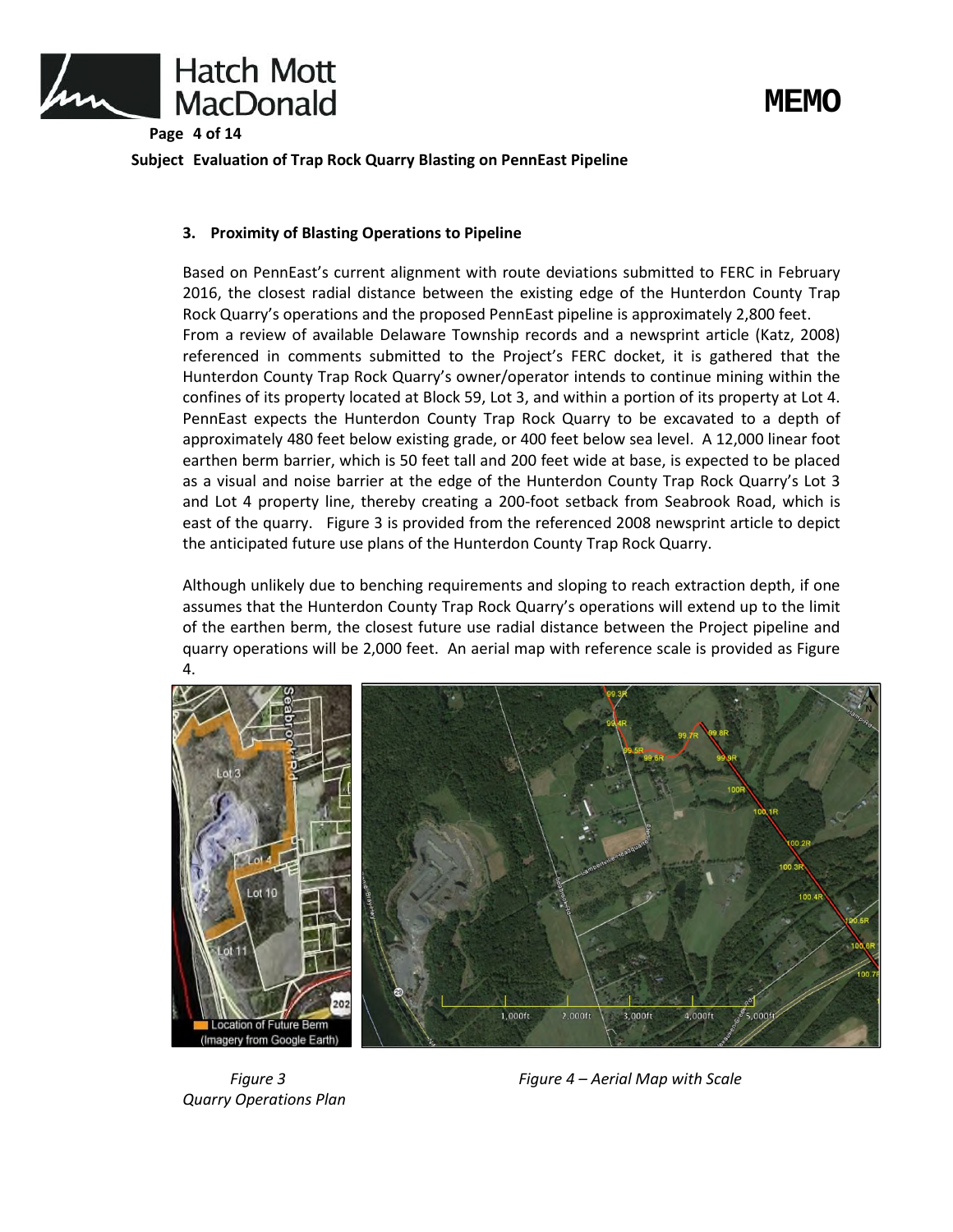### 3. Proximity of Blasting Operations to Pipeline

Based on PennEast's current alignment with route deviations submitted to FERC in February 2016, the closest radial distance between the existing edge of the Hunterdon County Trap Rock Quarry's operations and the proposed PennEast pipeline is approximately 2,800 feet. From a review of available Delaware Township records and a newsprint article (Katz, 2008) referenced in comments submitted to the Project's FERC docket, it is gathered that the Hunterdon County Trap Rock Quarry's owner/operator intends to continue mining within the confines of its property located at Block 59, Lot 3, and within a portion of its property at Lot 4. PennEast expects the Hunterdon County Trap Rock Quarry to be excavated to a depth of approximately 480 feet below existing grade, or 400 feet below sea level. A 12,000 linear foot earthen berm barrier, which is 50 feet tall and 200 feet wide at base, is expected to be placed as a visual and noise barrier at the edge of the Hunterdon County Trap Rock Quarry's Lot 3 and Lot 4 property line, thereby creating a 200-foot setback from Seabrook Road, which is east of the quarry. Figure 3 is provided from the referenced 2008 newsprint article to depict the anticipated future use plans of the Hunterdon County Trap Rock Quarry.

Although unlikely due to benching requirements and sloping to reach extraction depth, if one assumes that the Hunterdon County Trap Rock Quarry's operations will extend up to the limit of the earthen berm, the closest future use radial distance between the Project pipeline and quarry operations will be 2,000 feet. An aerial map with reference scale is provided as Figure 4.

Seabrook Rd
Lot 3
Lot 4
Lot 10
Lot 11
202
Location of Future Berm
(Imagery from Google Earth)

*Figure 3*
*Quarry Operations Plan*

99.3R
99.4R
99.5R
99.6R
99.7R
99.8R
99.9R
100R
100.1R
100.2R
100.3R
100.4R
100.5R
100.6R
100.7R
1,000ft
2,000ft
3,000ft
4,000ft
5,000ft
N

*Figure 4 – Aerial Map with Scale*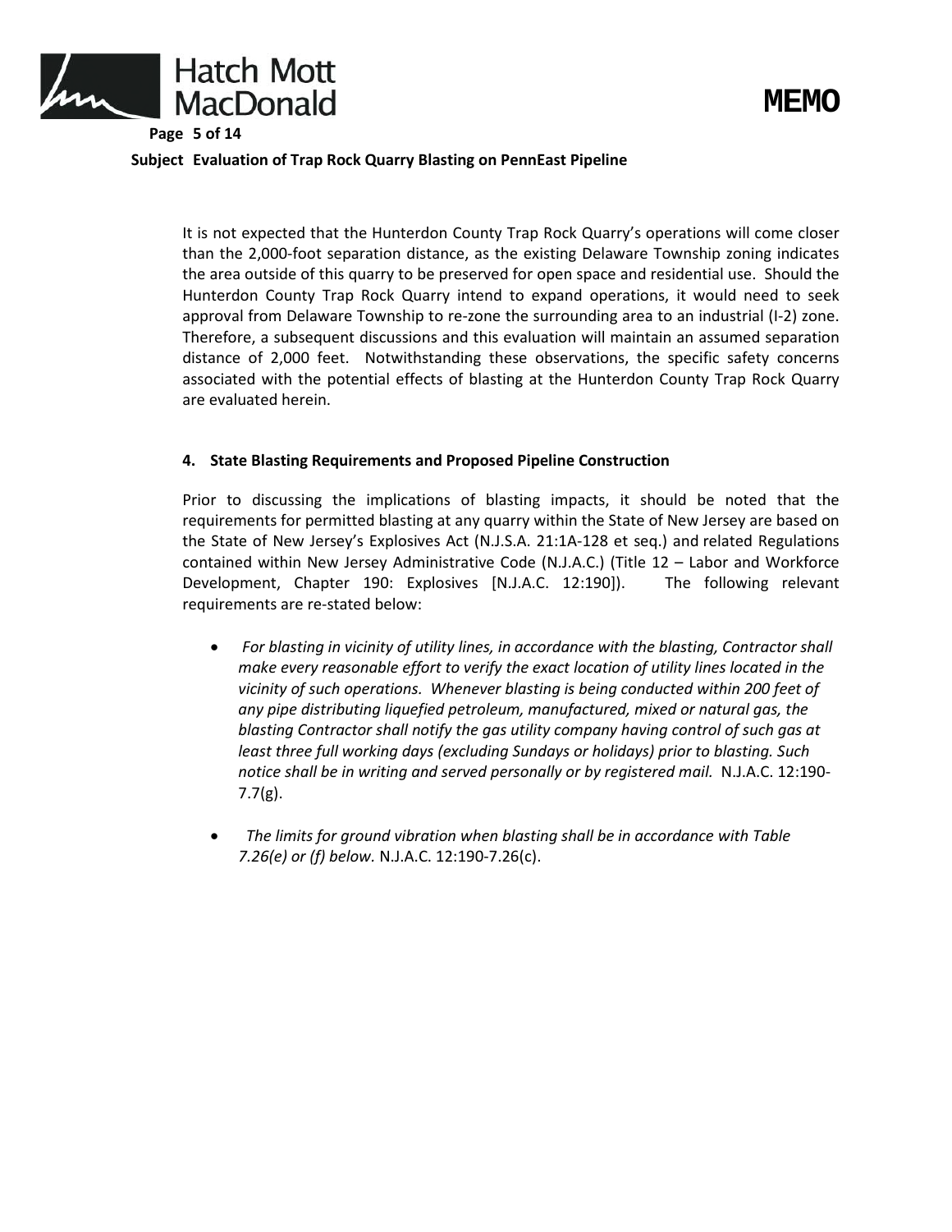It is not expected that the Hunterdon County Trap Rock Quarry's operations will come closer than the 2,000-foot separation distance, as the existing Delaware Township zoning indicates the area outside of this quarry to be preserved for open space and residential use. Should the Hunterdon County Trap Rock Quarry intend to expand operations, it would need to seek approval from Delaware Township to re-zone the surrounding area to an industrial (I-2) zone. Therefore, a subsequent discussions and this evaluation will maintain an assumed separation distance of 2,000 feet. Notwithstanding these observations, the specific safety concerns associated with the potential effects of blasting at the Hunterdon County Trap Rock Quarry are evaluated herein.

**4. State Blasting Requirements and Proposed Pipeline Construction**

Prior to discussing the implications of blasting impacts, it should be noted that the requirements for permitted blasting at any quarry within the State of New Jersey are based on the State of New Jersey's Explosives Act (N.J.S.A. 21:1A-128 et seq.) and related Regulations contained within New Jersey Administrative Code (N.J.A.C.) (Title 12 – Labor and Workforce Development, Chapter 190: Explosives [N.J.A.C. 12:190]). The following relevant requirements are re-stated below:

- *For blasting in vicinity of utility lines, in accordance with the blasting, Contractor shall make every reasonable effort to verify the exact location of utility lines located in the vicinity of such operations. Whenever blasting is being conducted within 200 feet of any pipe distributing liquefied petroleum, manufactured, mixed or natural gas, the blasting Contractor shall notify the gas utility company having control of such gas at least three full working days (excluding Sundays or holidays) prior to blasting. Such notice shall be in writing and served personally or by registered mail.* N.J.A.C. 12:190-7.7(g).

- *The limits for ground vibration when blasting shall be in accordance with Table 7.26(e) or (f) below.* N.J.A.C. 12:190-7.26(c).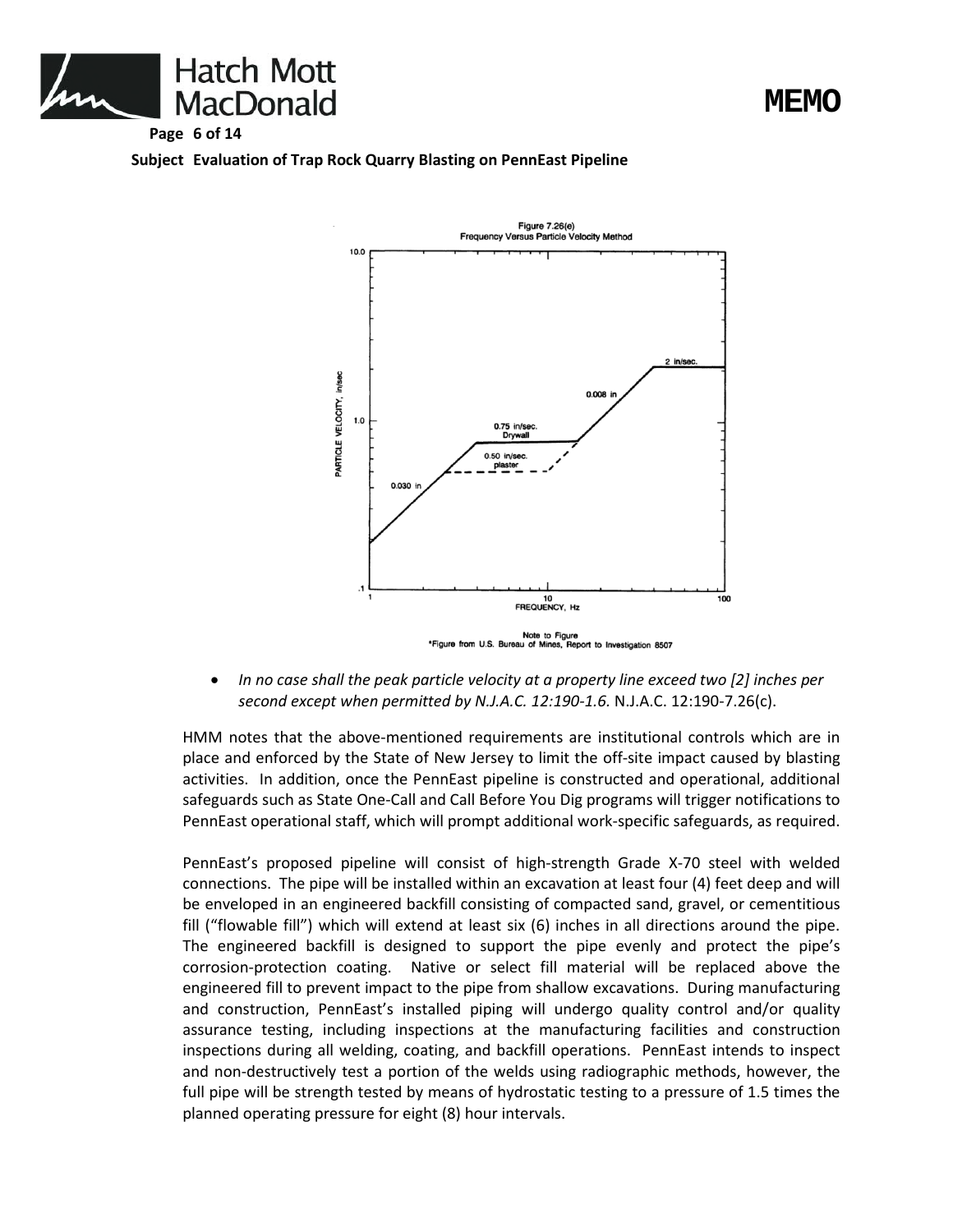**Subject Evaluation of Trap Rock Quarry Blasting on PennEast Pipeline**

Figure 7.26(e)
Frequency Versus Particle Velocity Method

PARTICLE VELOCITY, in/sec

10.0

1.0

.1

1

10

100

FREQUENCY, Hz

2 in/sec.

0.008 in

0.75 in/sec.
Drywall

0.50 in/sec.
plaster

0.030 in

Note to Figure
*Figure from U.S. Bureau of Mines, Report to Investigation 8507

- *In no case shall the peak particle velocity at a property line exceed two [2] inches per second except when permitted by N.J.A.C. 12:190-1.6.* N.J.A.C. 12:190-7.26(c).

HMM notes that the above-mentioned requirements are institutional controls which are in place and enforced by the State of New Jersey to limit the off-site impact caused by blasting activities. In addition, once the PennEast pipeline is constructed and operational, additional safeguards such as State One-Call and Call Before You Dig programs will trigger notifications to PennEast operational staff, which will prompt additional work-specific safeguards, as required.

PennEast's proposed pipeline will consist of high-strength Grade X-70 steel with welded connections. The pipe will be installed within an excavation at least four (4) feet deep and will be enveloped in an engineered backfill consisting of compacted sand, gravel, or cementitious fill ("flowable fill") which will extend at least six (6) inches in all directions around the pipe. The engineered backfill is designed to support the pipe evenly and protect the pipe's corrosion-protection coating. Native or select fill material will be replaced above the engineered fill to prevent impact to the pipe from shallow excavations. During manufacturing and construction, PennEast's installed piping will undergo quality control and/or quality assurance testing, including inspections at the manufacturing facilities and construction inspections during all welding, coating, and backfill operations. PennEast intends to inspect and non-destructively test a portion of the welds using radiographic methods, however, the full pipe will be strength tested by means of hydrostatic testing to a pressure of 1.5 times the planned operating pressure for eight (8) hour intervals.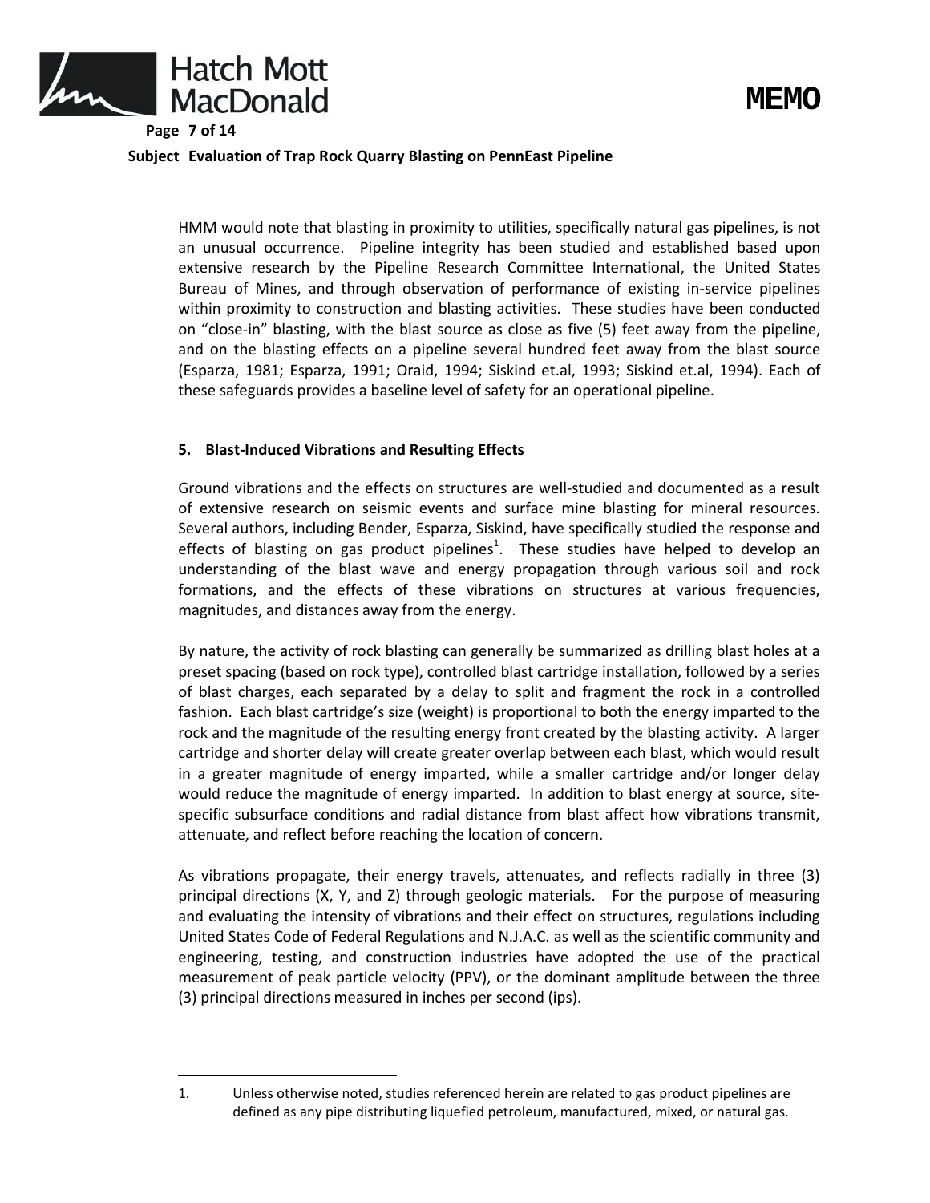HMM would note that blasting in proximity to utilities, specifically natural gas pipelines, is not an unusual occurrence. Pipeline integrity has been studied and established based upon extensive research by the Pipeline Research Committee International, the United States Bureau of Mines, and through observation of performance of existing in-service pipelines within proximity to construction and blasting activities. These studies have been conducted on "close-in" blasting, with the blast source as close as five (5) feet away from the pipeline, and on the blasting effects on a pipeline several hundred feet away from the blast source (Esparza, 1981; Esparza, 1991; Oraid, 1994; Siskind et.al, 1993; Siskind et.al, 1994). Each of these safeguards provides a baseline level of safety for an operational pipeline.

## 5. Blast-Induced Vibrations and Resulting Effects

Ground vibrations and the effects on structures are well-studied and documented as a result of extensive research on seismic events and surface mine blasting for mineral resources. Several authors, including Bender, Esparza, Siskind, have specifically studied the response and effects of blasting on gas product pipelines[1]. These studies have helped to develop an understanding of the blast wave and energy propagation through various soil and rock formations, and the effects of these vibrations on structures at various frequencies, magnitudes, and distances away from the energy.

By nature, the activity of rock blasting can generally be summarized as drilling blast holes at a preset spacing (based on rock type), controlled blast cartridge installation, followed by a series of blast charges, each separated by a delay to split and fragment the rock in a controlled fashion. Each blast cartridge's size (weight) is proportional to both the energy imparted to the rock and the magnitude of the resulting energy front created by the blasting activity. A larger cartridge and shorter delay will create greater overlap between each blast, which would result in a greater magnitude of energy imparted, while a smaller cartridge and/or longer delay would reduce the magnitude of energy imparted. In addition to blast energy at source, site-specific subsurface conditions and radial distance from blast affect how vibrations transmit, attenuate, and reflect before reaching the location of concern.

As vibrations propagate, their energy travels, attenuates, and reflects radially in three (3) principal directions (X, Y, and Z) through geologic materials. For the purpose of measuring and evaluating the intensity of vibrations and their effect on structures, regulations including United States Code of Federal Regulations and N.J.A.C. as well as the scientific community and engineering, testing, and construction industries have adopted the use of the practical measurement of peak particle velocity (PPV), or the dominant amplitude between the three (3) principal directions measured in inches per second (ips).

---

1. Unless otherwise noted, studies referenced herein are related to gas product pipelines are defined as any pipe distributing liquefied petroleum, manufactured, mixed, or natural gas.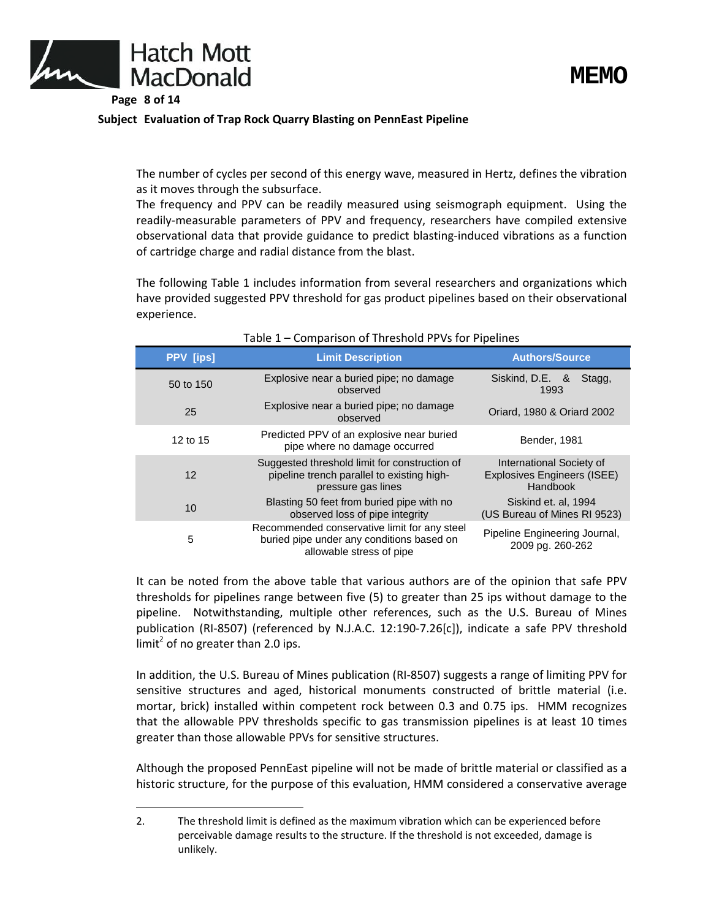The number of cycles per second of this energy wave, measured in Hertz, defines the vibration as it moves through the subsurface.
The frequency and PPV can be readily measured using seismograph equipment. Using the readily-measurable parameters of PPV and frequency, researchers have compiled extensive observational data that provide guidance to predict blasting-induced vibrations as a function of cartridge charge and radial distance from the blast.

The following Table 1 includes information from several researchers and organizations which have provided suggested PPV threshold for gas product pipelines based on their observational experience.

Table 1 – Comparison of Threshold PPVs for Pipelines

| PPV [ips] | Limit Description | Authors/Source |
|---|---|---|
| 50 to 150 | Explosive near a buried pipe; no damage observed | Siskind, D.E. & Stagg, 1993 |
| 25 | Explosive near a buried pipe; no damage observed | Oriard, 1980 & Oriard 2002 |
| 12 to 15 | Predicted PPV of an explosive near buried pipe where no damage occurred | Bender, 1981 |
| 12 | Suggested threshold limit for construction of pipeline trench parallel to existing high-pressure gas lines | International Society of Explosives Engineers (ISEE) Handbook |
| 10 | Blasting 50 feet from buried pipe with no observed loss of pipe integrity | Siskind et. al, 1994 (US Bureau of Mines RI 9523) |
| 5 | Recommended conservative limit for any steel buried pipe under any conditions based on allowable stress of pipe | Pipeline Engineering Journal, 2009 pg. 260-262 |

It can be noted from the above table that various authors are of the opinion that safe PPV thresholds for pipelines range between five (5) to greater than 25 ips without damage to the pipeline. Notwithstanding, multiple other references, such as the U.S. Bureau of Mines publication (RI-8507) (referenced by N.J.A.C. 12:190-7.26[c]), indicate a safe PPV threshold limit[2] of no greater than 2.0 ips.

In addition, the U.S. Bureau of Mines publication (RI-8507) suggests a range of limiting PPV for sensitive structures and aged, historical monuments constructed of brittle material (i.e. mortar, brick) installed within competent rock between 0.3 and 0.75 ips. HMM recognizes that the allowable PPV thresholds specific to gas transmission pipelines is at least 10 times greater than those allowable PPVs for sensitive structures.

Although the proposed PennEast pipeline will not be made of brittle material or classified as a historic structure, for the purpose of this evaluation, HMM considered a conservative average

2. The threshold limit is defined as the maximum vibration which can be experienced before perceivable damage results to the structure. If the threshold is not exceeded, damage is unlikely.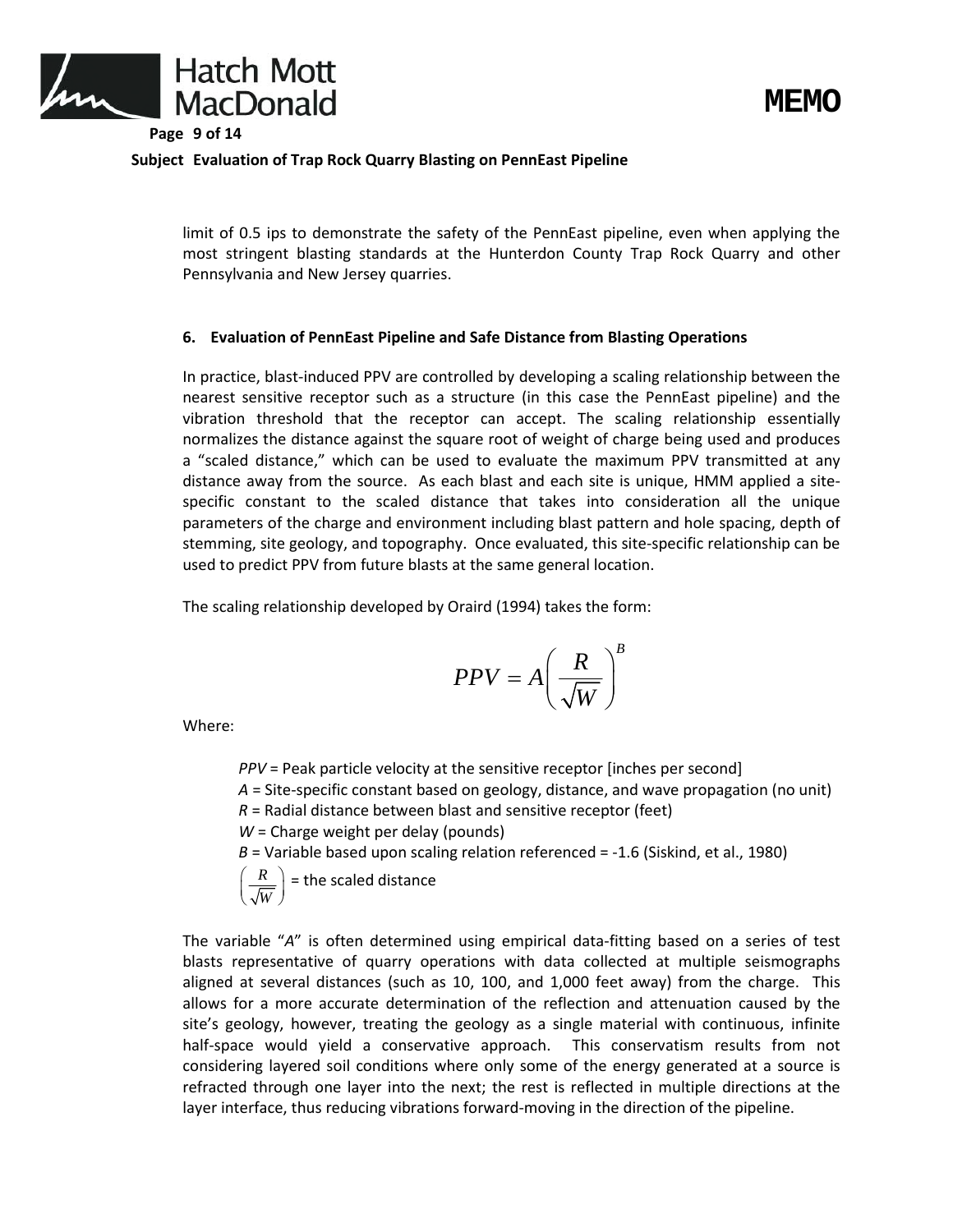limit of 0.5 ips to demonstrate the safety of the PennEast pipeline, even when applying the most stringent blasting standards at the Hunterdon County Trap Rock Quarry and other Pennsylvania and New Jersey quarries.

## 6. Evaluation of PennEast Pipeline and Safe Distance from Blasting Operations

In practice, blast-induced PPV are controlled by developing a scaling relationship between the nearest sensitive receptor such as a structure (in this case the PennEast pipeline) and the vibration threshold that the receptor can accept. The scaling relationship essentially normalizes the distance against the square root of weight of charge being used and produces a "scaled distance," which can be used to evaluate the maximum PPV transmitted at any distance away from the source. As each blast and each site is unique, HMM applied a site-specific constant to the scaled distance that takes into consideration all the unique parameters of the charge and environment including blast pattern and hole spacing, depth of stemming, site geology, and topography. Once evaluated, this site-specific relationship can be used to predict PPV from future blasts at the same general location.

The scaling relationship developed by Oraird (1994) takes the form:

$$PPV = A\left(\frac{R}{\sqrt{W}}\right)^{B}$$

Where:

- $PPV$ = Peak particle velocity at the sensitive receptor [inches per second]
- $A$ = Site-specific constant based on geology, distance, and wave propagation (no unit)
- $R$ = Radial distance between blast and sensitive receptor (feet)
- $W$ = Charge weight per delay (pounds)
- $B$ = Variable based upon scaling relation referenced = -1.6 (Siskind, et al., 1980)
- $\left(\frac{R}{\sqrt{W}}\right)$ = the scaled distance

The variable "*A*" is often determined using empirical data-fitting based on a series of test blasts representative of quarry operations with data collected at multiple seismographs aligned at several distances (such as 10, 100, and 1,000 feet away) from the charge. This allows for a more accurate determination of the reflection and attenuation caused by the site's geology, however, treating the geology as a single material with continuous, infinite half-space would yield a conservative approach. This conservatism results from not considering layered soil conditions where only some of the energy generated at a source is refracted through one layer into the next; the rest is reflected in multiple directions at the layer interface, thus reducing vibrations forward-moving in the direction of the pipeline.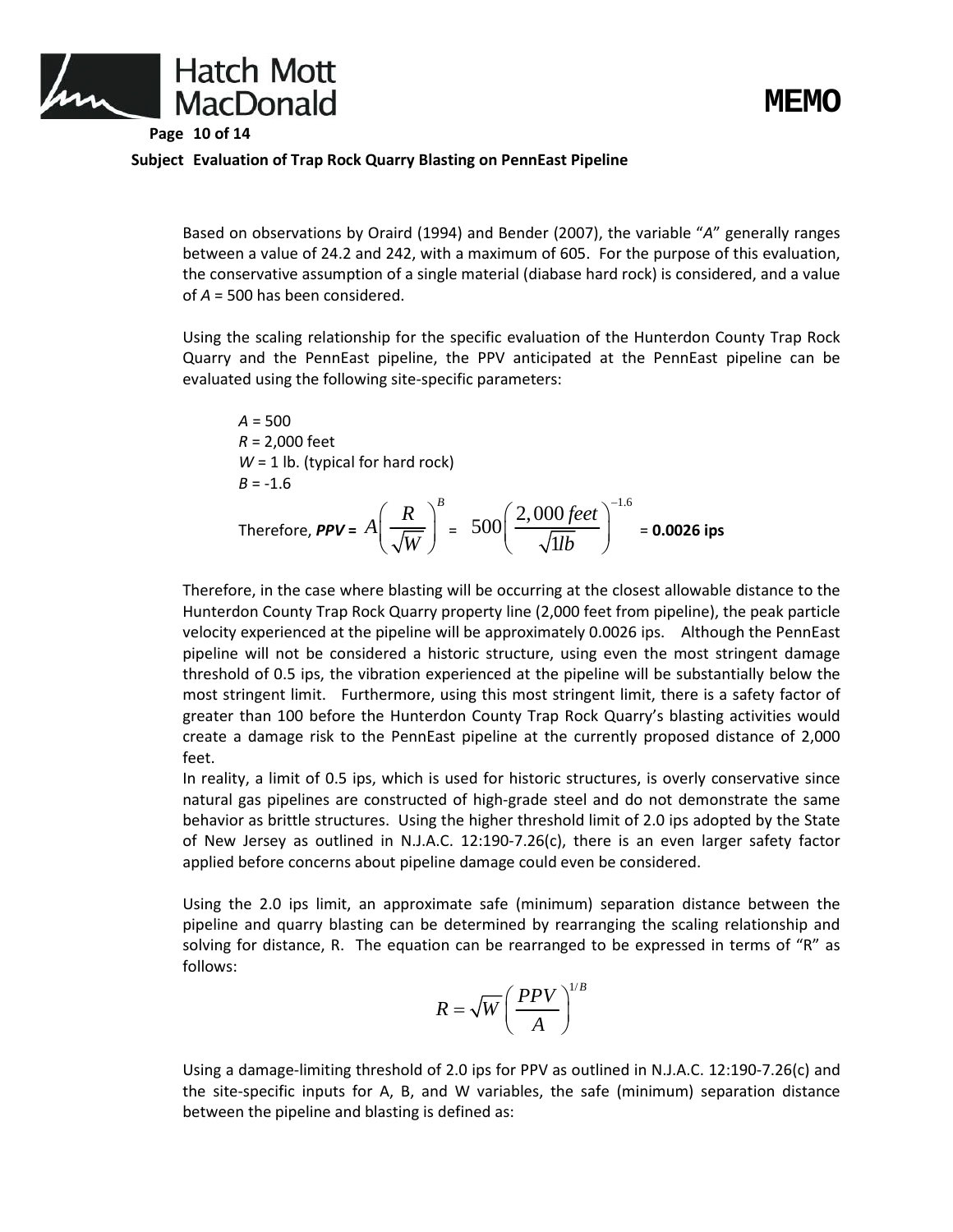Based on observations by Oraird (1994) and Bender (2007), the variable "*A*" generally ranges between a value of 24.2 and 242, with a maximum of 605. For the purpose of this evaluation, the conservative assumption of a single material (diabase hard rock) is considered, and a value of $A = 500$ has been considered.

Using the scaling relationship for the specific evaluation of the Hunterdon County Trap Rock Quarry and the PennEast pipeline, the PPV anticipated at the PennEast pipeline can be evaluated using the following site-specific parameters:

$A = 500$
$R = 2{,}000$ feet
$W = 1$ lb. (typical for hard rock)
$B = -1.6$

Therefore, $\boldsymbol{PPV} = A\left(\frac{R}{\sqrt{W}}\right)^{B} = 500\left(\frac{2{,}000\,feet}{\sqrt{1lb}}\right)^{-1.6} = \mathbf{0.0026\ ips}$

Therefore, in the case where blasting will be occurring at the closest allowable distance to the Hunterdon County Trap Rock Quarry property line (2,000 feet from pipeline), the peak particle velocity experienced at the pipeline will be approximately 0.0026 ips. Although the PennEast pipeline will not be considered a historic structure, using even the most stringent damage threshold of 0.5 ips, the vibration experienced at the pipeline will be substantially below the most stringent limit. Furthermore, using this most stringent limit, there is a safety factor of greater than 100 before the Hunterdon County Trap Rock Quarry's blasting activities would create a damage risk to the PennEast pipeline at the currently proposed distance of 2,000 feet.

In reality, a limit of 0.5 ips, which is used for historic structures, is overly conservative since natural gas pipelines are constructed of high-grade steel and do not demonstrate the same behavior as brittle structures. Using the higher threshold limit of 2.0 ips adopted by the State of New Jersey as outlined in N.J.A.C. 12:190-7.26(c), there is an even larger safety factor applied before concerns about pipeline damage could even be considered.

Using the 2.0 ips limit, an approximate safe (minimum) separation distance between the pipeline and quarry blasting can be determined by rearranging the scaling relationship and solving for distance, R. The equation can be rearranged to be expressed in terms of "R" as follows:

$$R = \sqrt{W}\left(\frac{PPV}{A}\right)^{1/B}$$

Using a damage-limiting threshold of 2.0 ips for PPV as outlined in N.J.A.C. 12:190-7.26(c) and the site-specific inputs for A, B, and W variables, the safe (minimum) separation distance between the pipeline and blasting is defined as: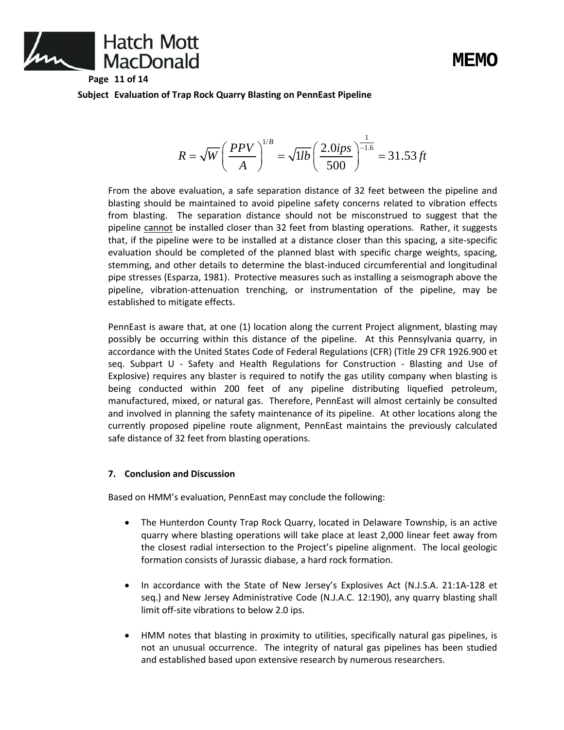$$R = \sqrt{W}\left(\frac{PPV}{A}\right)^{1/B} = \sqrt{1lb}\left(\frac{2.0ips}{500}\right)^{\frac{1}{-1.6}} = 31.53\,ft$$

From the above evaluation, a safe separation distance of 32 feet between the pipeline and blasting should be maintained to avoid pipeline safety concerns related to vibration effects from blasting. The separation distance should not be misconstrued to suggest that the pipeline cannot be installed closer than 32 feet from blasting operations. Rather, it suggests that, if the pipeline were to be installed at a distance closer than this spacing, a site-specific evaluation should be completed of the planned blast with specific charge weights, spacing, stemming, and other details to determine the blast-induced circumferential and longitudinal pipe stresses (Esparza, 1981). Protective measures such as installing a seismograph above the pipeline, vibration-attenuation trenching, or instrumentation of the pipeline, may be established to mitigate effects.

PennEast is aware that, at one (1) location along the current Project alignment, blasting may possibly be occurring within this distance of the pipeline. At this Pennsylvania quarry, in accordance with the United States Code of Federal Regulations (CFR) (Title 29 CFR 1926.900 et seq. Subpart U - Safety and Health Regulations for Construction - Blasting and Use of Explosive) requires any blaster is required to notify the gas utility company when blasting is being conducted within 200 feet of any pipeline distributing liquefied petroleum, manufactured, mixed, or natural gas. Therefore, PennEast will almost certainly be consulted and involved in planning the safety maintenance of its pipeline. At other locations along the currently proposed pipeline route alignment, PennEast maintains the previously calculated safe distance of 32 feet from blasting operations.

## 7. Conclusion and Discussion

Based on HMM's evaluation, PennEast may conclude the following:

- The Hunterdon County Trap Rock Quarry, located in Delaware Township, is an active quarry where blasting operations will take place at least 2,000 linear feet away from the closest radial intersection to the Project's pipeline alignment. The local geologic formation consists of Jurassic diabase, a hard rock formation.
- In accordance with the State of New Jersey's Explosives Act (N.J.S.A. 21:1A-128 et seq.) and New Jersey Administrative Code (N.J.A.C. 12:190), any quarry blasting shall limit off-site vibrations to below 2.0 ips.
- HMM notes that blasting in proximity to utilities, specifically natural gas pipelines, is not an unusual occurrence. The integrity of natural gas pipelines has been studied and established based upon extensive research by numerous researchers.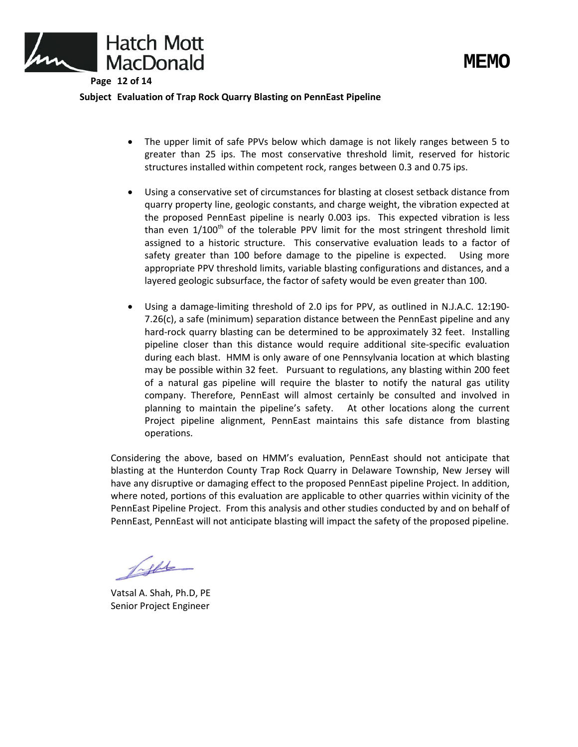- The upper limit of safe PPVs below which damage is not likely ranges between 5 to greater than 25 ips. The most conservative threshold limit, reserved for historic structures installed within competent rock, ranges between 0.3 and 0.75 ips.

- Using a conservative set of circumstances for blasting at closest setback distance from quarry property line, geologic constants, and charge weight, the vibration expected at the proposed PennEast pipeline is nearly 0.003 ips. This expected vibration is less than even 1/100$^{th}$ of the tolerable PPV limit for the most stringent threshold limit assigned to a historic structure. This conservative evaluation leads to a factor of safety greater than 100 before damage to the pipeline is expected. Using more appropriate PPV threshold limits, variable blasting configurations and distances, and a layered geologic subsurface, the factor of safety would be even greater than 100.

- Using a damage-limiting threshold of 2.0 ips for PPV, as outlined in N.J.A.C. 12:190-7.26(c), a safe (minimum) separation distance between the PennEast pipeline and any hard-rock quarry blasting can be determined to be approximately 32 feet. Installing pipeline closer than this distance would require additional site-specific evaluation during each blast. HMM is only aware of one Pennsylvania location at which blasting may be possible within 32 feet. Pursuant to regulations, any blasting within 200 feet of a natural gas pipeline will require the blaster to notify the natural gas utility company. Therefore, PennEast will almost certainly be consulted and involved in planning to maintain the pipeline's safety. At other locations along the current Project pipeline alignment, PennEast maintains this safe distance from blasting operations.

Considering the above, based on HMM's evaluation, PennEast should not anticipate that blasting at the Hunterdon County Trap Rock Quarry in Delaware Township, New Jersey will have any disruptive or damaging effect to the proposed PennEast pipeline Project. In addition, where noted, portions of this evaluation are applicable to other quarries within vicinity of the PennEast Pipeline Project. From this analysis and other studies conducted by and on behalf of PennEast, PennEast will not anticipate blasting will impact the safety of the proposed pipeline.

Vatsal A. Shah, Ph.D, PE
Senior Project Engineer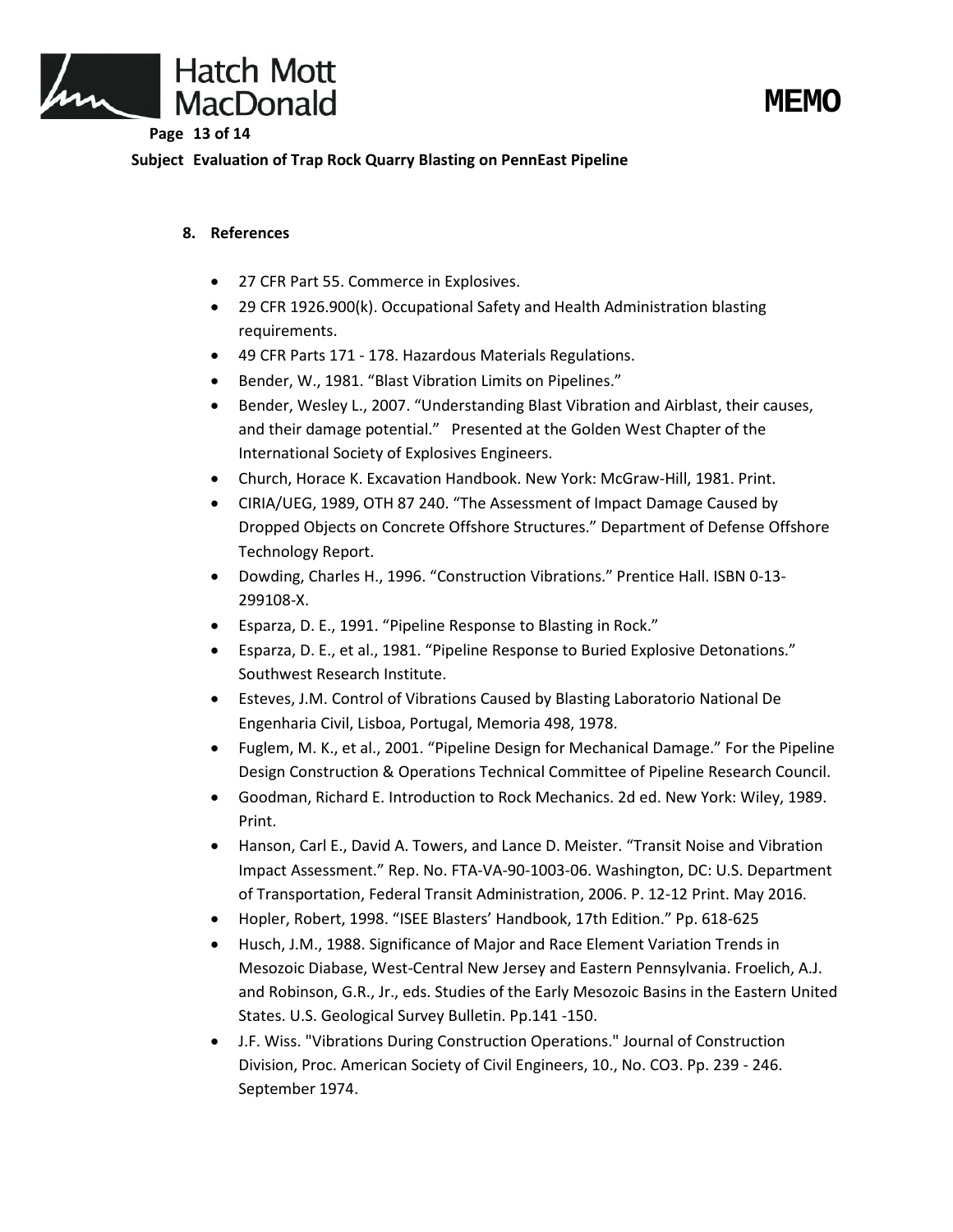## 8. References

- 27 CFR Part 55. Commerce in Explosives.
- 29 CFR 1926.900(k). Occupational Safety and Health Administration blasting requirements.
- 49 CFR Parts 171 - 178. Hazardous Materials Regulations.
- Bender, W., 1981. "Blast Vibration Limits on Pipelines."
- Bender, Wesley L., 2007. "Understanding Blast Vibration and Airblast, their causes, and their damage potential." Presented at the Golden West Chapter of the International Society of Explosives Engineers.
- Church, Horace K. Excavation Handbook. New York: McGraw-Hill, 1981. Print.
- CIRIA/UEG, 1989, OTH 87 240. "The Assessment of Impact Damage Caused by Dropped Objects on Concrete Offshore Structures." Department of Defense Offshore Technology Report.
- Dowding, Charles H., 1996. "Construction Vibrations." Prentice Hall. ISBN 0-13-299108-X.
- Esparza, D. E., 1991. "Pipeline Response to Blasting in Rock."
- Esparza, D. E., et al., 1981. "Pipeline Response to Buried Explosive Detonations." Southwest Research Institute.
- Esteves, J.M. Control of Vibrations Caused by Blasting Laboratorio National De Engenharia Civil, Lisboa, Portugal, Memoria 498, 1978.
- Fuglem, M. K., et al., 2001. "Pipeline Design for Mechanical Damage." For the Pipeline Design Construction & Operations Technical Committee of Pipeline Research Council.
- Goodman, Richard E. Introduction to Rock Mechanics. 2d ed. New York: Wiley, 1989. Print.
- Hanson, Carl E., David A. Towers, and Lance D. Meister. "Transit Noise and Vibration Impact Assessment." Rep. No. FTA-VA-90-1003-06. Washington, DC: U.S. Department of Transportation, Federal Transit Administration, 2006. P. 12-12 Print. May 2016.
- Hopler, Robert, 1998. "ISEE Blasters' Handbook, 17th Edition." Pp. 618-625
- Husch, J.M., 1988. Significance of Major and Race Element Variation Trends in Mesozoic Diabase, West-Central New Jersey and Eastern Pennsylvania. Froelich, A.J. and Robinson, G.R., Jr., eds. Studies of the Early Mesozoic Basins in the Eastern United States. U.S. Geological Survey Bulletin. Pp.141 -150.
- J.F. Wiss. "Vibrations During Construction Operations." Journal of Construction Division, Proc. American Society of Civil Engineers, 10., No. CO3. Pp. 239 - 246. September 1974.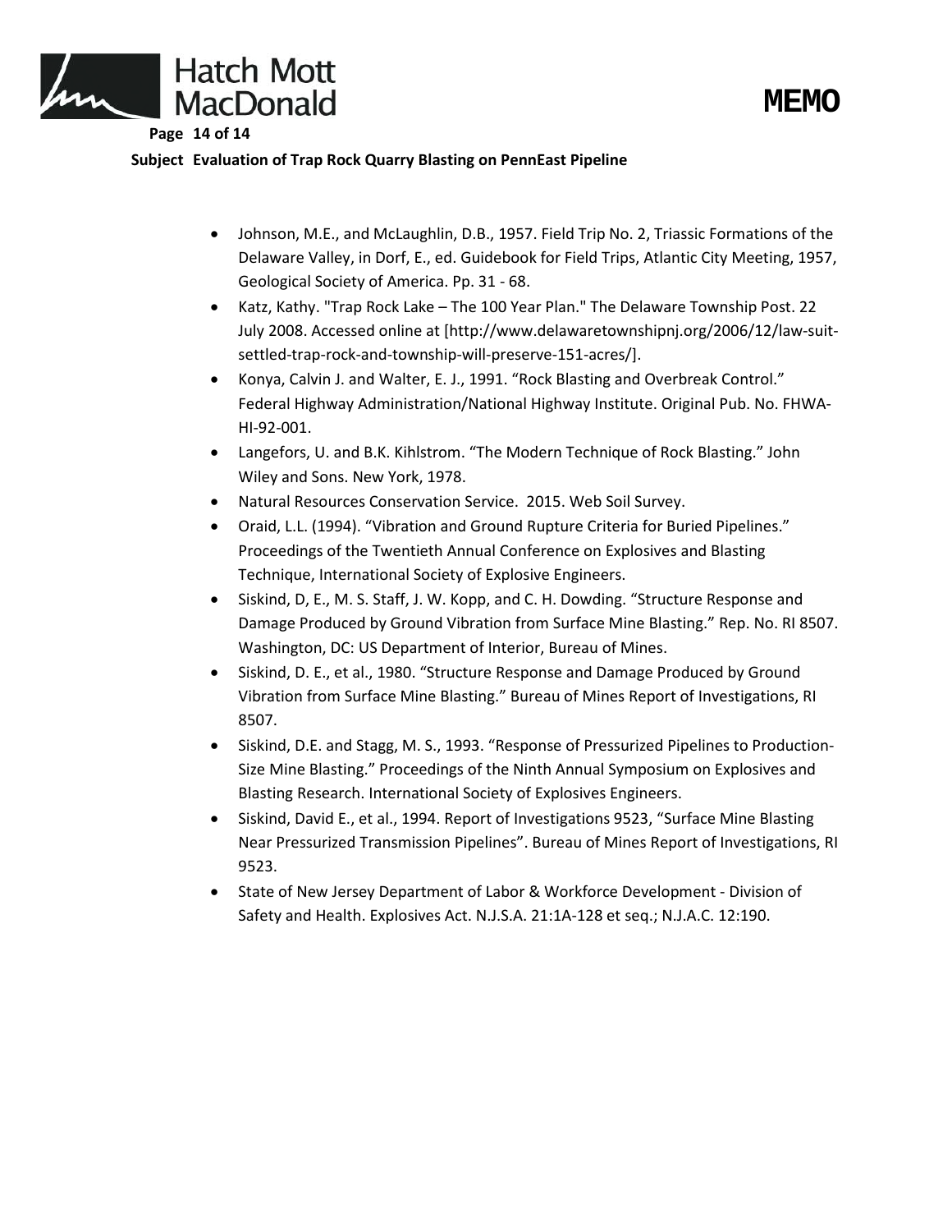- Johnson, M.E., and McLaughlin, D.B., 1957. Field Trip No. 2, Triassic Formations of the Delaware Valley, in Dorf, E., ed. Guidebook for Field Trips, Atlantic City Meeting, 1957, Geological Society of America. Pp. 31 - 68.
- Katz, Kathy. "Trap Rock Lake – The 100 Year Plan." The Delaware Township Post. 22 July 2008. Accessed online at [http://www.delawaretownshipnj.org/2006/12/law-suit-settled-trap-rock-and-township-will-preserve-151-acres/].
- Konya, Calvin J. and Walter, E. J., 1991. "Rock Blasting and Overbreak Control." Federal Highway Administration/National Highway Institute. Original Pub. No. FHWA-HI-92-001.
- Langefors, U. and B.K. Kihlstrom. "The Modern Technique of Rock Blasting." John Wiley and Sons. New York, 1978.
- Natural Resources Conservation Service. 2015. Web Soil Survey.
- Oraid, L.L. (1994). "Vibration and Ground Rupture Criteria for Buried Pipelines." Proceedings of the Twentieth Annual Conference on Explosives and Blasting Technique, International Society of Explosive Engineers.
- Siskind, D, E., M. S. Staff, J. W. Kopp, and C. H. Dowding. "Structure Response and Damage Produced by Ground Vibration from Surface Mine Blasting." Rep. No. RI 8507. Washington, DC: US Department of Interior, Bureau of Mines.
- Siskind, D. E., et al., 1980. "Structure Response and Damage Produced by Ground Vibration from Surface Mine Blasting." Bureau of Mines Report of Investigations, RI 8507.
- Siskind, D.E. and Stagg, M. S., 1993. "Response of Pressurized Pipelines to Production-Size Mine Blasting." Proceedings of the Ninth Annual Symposium on Explosives and Blasting Research. International Society of Explosives Engineers.
- Siskind, David E., et al., 1994. Report of Investigations 9523, "Surface Mine Blasting Near Pressurized Transmission Pipelines". Bureau of Mines Report of Investigations, RI 9523.
- State of New Jersey Department of Labor & Workforce Development - Division of Safety and Health. Explosives Act. N.J.S.A. 21:1A-128 et seq.; N.J.A.C. 12:190.